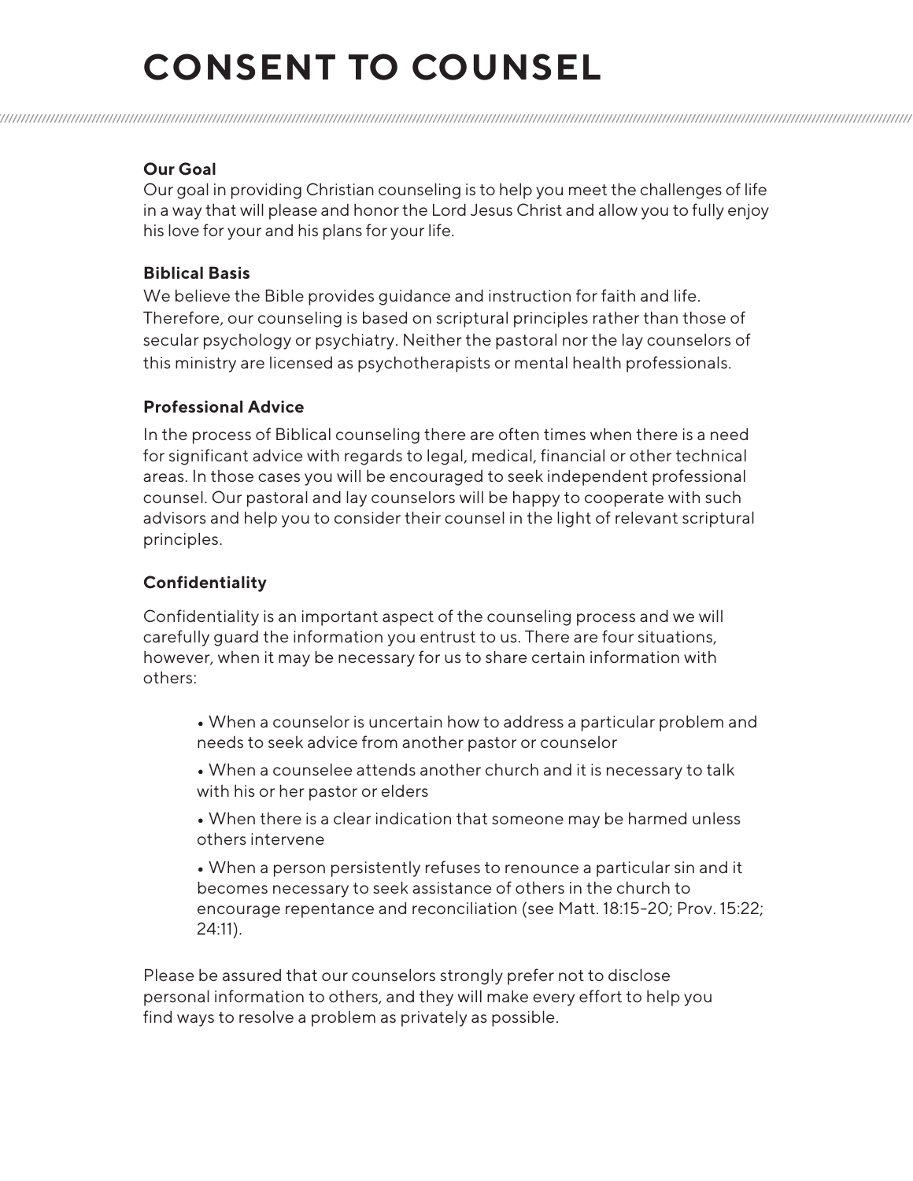# CONSENT TO COUNSEL

**Our Goal**

Our goal in providing Christian counseling is to help you meet the challenges of life in a way that will please and honor the Lord Jesus Christ and allow you to fully enjoy his love for your and his plans for your life.

**Biblical Basis**

We believe the Bible provides guidance and instruction for faith and life. Therefore, our counseling is based on scriptural principles rather than those of secular psychology or psychiatry. Neither the pastoral nor the lay counselors of this ministry are licensed as psychotherapists or mental health professionals.

**Professional Advice**

In the process of Biblical counseling there are often times when there is a need for significant advice with regards to legal, medical, financial or other technical areas. In those cases you will be encouraged to seek independent professional counsel. Our pastoral and lay counselors will be happy to cooperate with such advisors and help you to consider their counsel in the light of relevant scriptural principles.

**Confidentiality**

Confidentiality is an important aspect of the counseling process and we will carefully guard the information you entrust to us. There are four situations, however, when it may be necessary for us to share certain information with others:

- When a counselor is uncertain how to address a particular problem and needs to seek advice from another pastor or counselor
- When a counselee attends another church and it is necessary to talk with his or her pastor or elders
- When there is a clear indication that someone may be harmed unless others intervene
- When a person persistently refuses to renounce a particular sin and it becomes necessary to seek assistance of others in the church to encourage repentance and reconciliation (see Matt. 18:15-20; Prov. 15:22; 24:11).

Please be assured that our counselors strongly prefer not to disclose personal information to others, and they will make every effort to help you find ways to resolve a problem as privately as possible.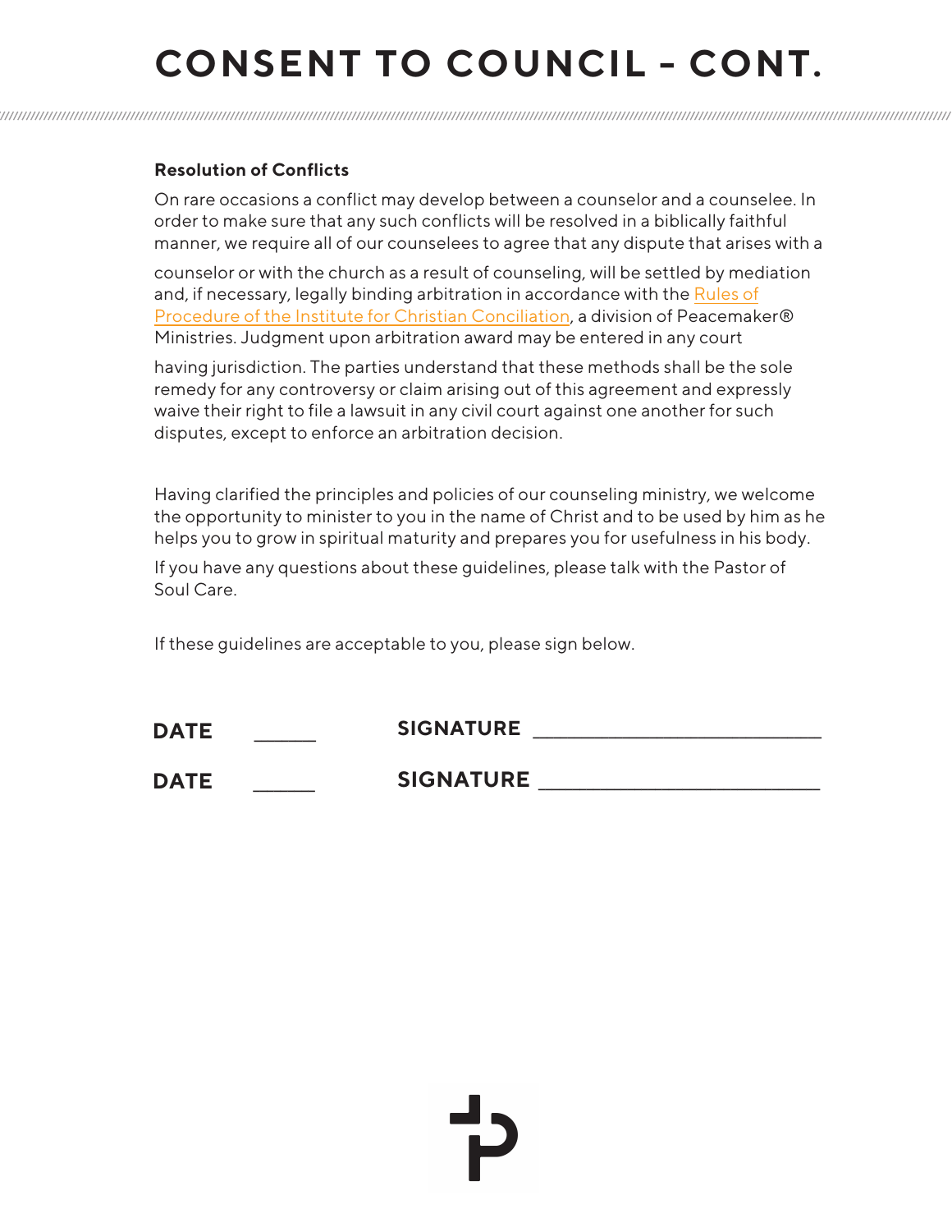# CONSENT TO COUNCIL - CONT.

**Resolution of Conflicts**

On rare occasions a conflict may develop between a counselor and a counselee. In order to make sure that any such conflicts will be resolved in a biblically faithful manner, we require all of our counselees to agree that any dispute that arises with a counselor or with the church as a result of counseling, will be settled by mediation and, if necessary, legally binding arbitration in accordance with the Rules of Procedure of the Institute for Christian Conciliation, a division of Peacemaker® Ministries. Judgment upon arbitration award may be entered in any court having jurisdiction. The parties understand that these methods shall be the sole remedy for any controversy or claim arising out of this agreement and expressly waive their right to file a lawsuit in any civil court against one another for such disputes, except to enforce an arbitration decision.

Having clarified the principles and policies of our counseling ministry, we welcome the opportunity to minister to you in the name of Christ and to be used by him as he helps you to grow in spiritual maturity and prepares you for usefulness in his body.

If you have any questions about these guidelines, please talk with the Pastor of Soul Care.

If these guidelines are acceptable to you, please sign below.

**DATE** ______ **SIGNATURE** ___________________________

**DATE** ______ **SIGNATURE** ___________________________